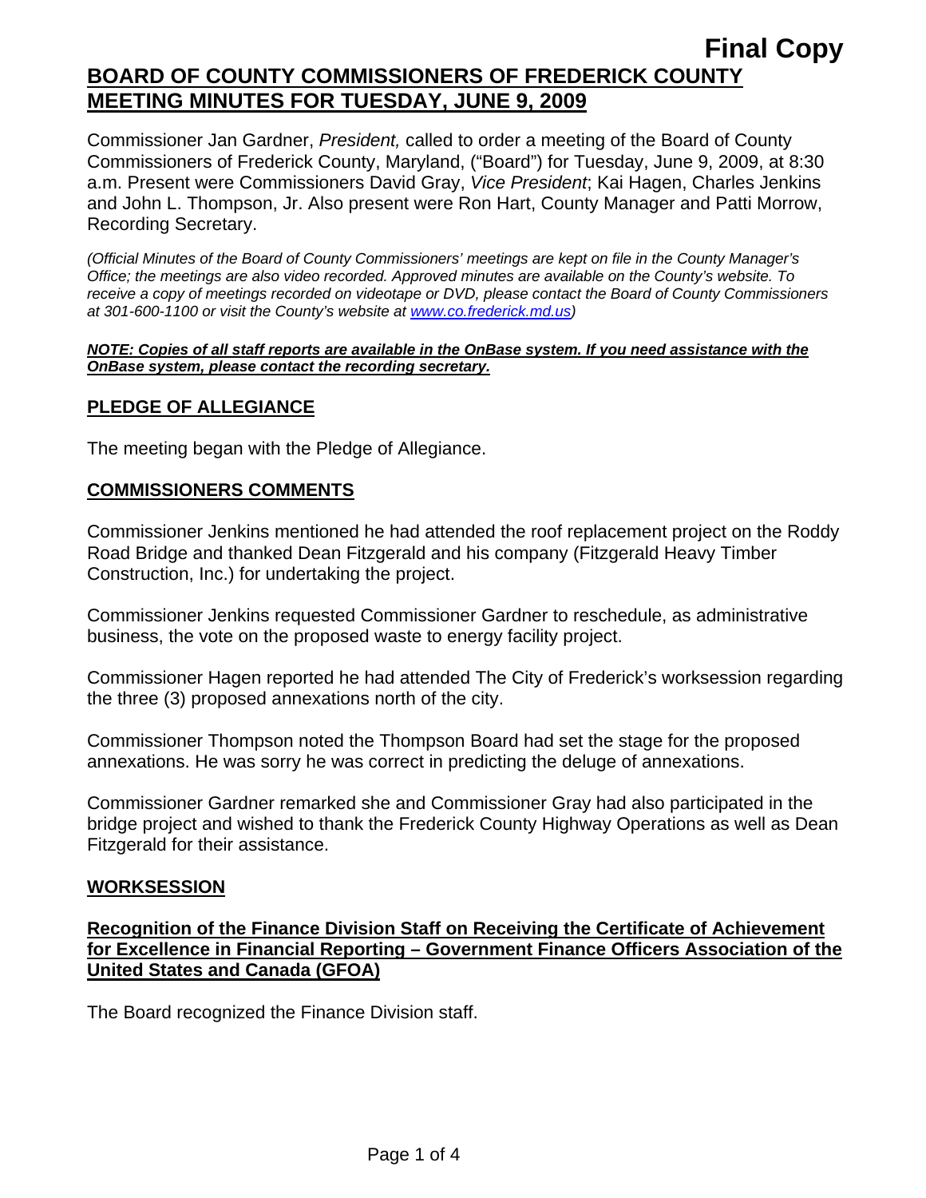**Final Copy**

# BOARD OF COUNTY COMMISSIONERS OF FREDERICK COUNTY MEETING MINUTES FOR TUESDAY, JUNE 9, 2009

Commissioner Jan Gardner, *President,* called to order a meeting of the Board of County Commissioners of Frederick County, Maryland, ("Board") for Tuesday, June 9, 2009, at 8:30 a.m. Present were Commissioners David Gray, *Vice President*; Kai Hagen, Charles Jenkins and John L. Thompson, Jr. Also present were Ron Hart, County Manager and Patti Morrow, Recording Secretary.

*(Official Minutes of the Board of County Commissioners' meetings are kept on file in the County Manager's Office; the meetings are also video recorded. Approved minutes are available on the County's website. To receive a copy of meetings recorded on videotape or DVD, please contact the Board of County Commissioners at 301-600-1100 or visit the County's website at www.co.frederick.md.us)*

***NOTE: Copies of all staff reports are available in the OnBase system. If you need assistance with the OnBase system, please contact the recording secretary.***

## PLEDGE OF ALLEGIANCE

The meeting began with the Pledge of Allegiance.

## COMMISSIONERS COMMENTS

Commissioner Jenkins mentioned he had attended the roof replacement project on the Roddy Road Bridge and thanked Dean Fitzgerald and his company (Fitzgerald Heavy Timber Construction, Inc.) for undertaking the project.

Commissioner Jenkins requested Commissioner Gardner to reschedule, as administrative business, the vote on the proposed waste to energy facility project.

Commissioner Hagen reported he had attended The City of Frederick's worksession regarding the three (3) proposed annexations north of the city.

Commissioner Thompson noted the Thompson Board had set the stage for the proposed annexations. He was sorry he was correct in predicting the deluge of annexations.

Commissioner Gardner remarked she and Commissioner Gray had also participated in the bridge project and wished to thank the Frederick County Highway Operations as well as Dean Fitzgerald for their assistance.

## WORKSESSION

### Recognition of the Finance Division Staff on Receiving the Certificate of Achievement for Excellence in Financial Reporting – Government Finance Officers Association of the United States and Canada (GFOA)

The Board recognized the Finance Division staff.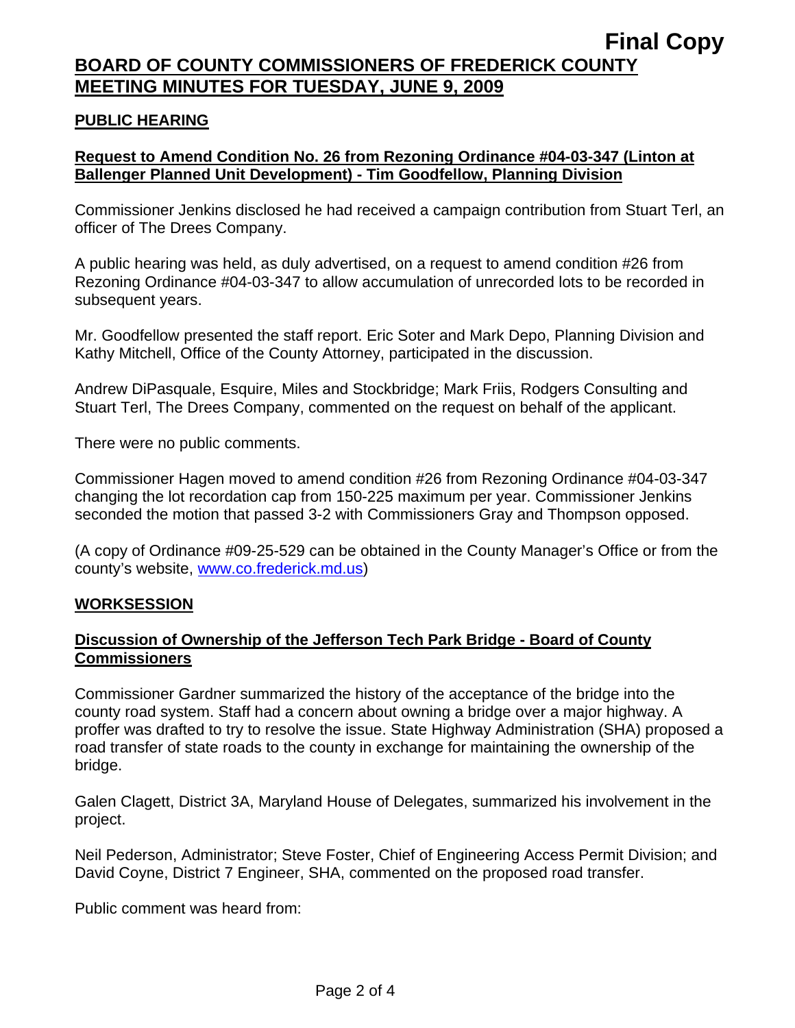**Final Copy**

# BOARD OF COUNTY COMMISSIONERS OF FREDERICK COUNTY MEETING MINUTES FOR TUESDAY, JUNE 9, 2009

## PUBLIC HEARING

### Request to Amend Condition No. 26 from Rezoning Ordinance #04-03-347 (Linton at Ballenger Planned Unit Development) - Tim Goodfellow, Planning Division

Commissioner Jenkins disclosed he had received a campaign contribution from Stuart Terl, an officer of The Drees Company.

A public hearing was held, as duly advertised, on a request to amend condition #26 from Rezoning Ordinance #04-03-347 to allow accumulation of unrecorded lots to be recorded in subsequent years.

Mr. Goodfellow presented the staff report. Eric Soter and Mark Depo, Planning Division and Kathy Mitchell, Office of the County Attorney, participated in the discussion.

Andrew DiPasquale, Esquire, Miles and Stockbridge; Mark Friis, Rodgers Consulting and Stuart Terl, The Drees Company, commented on the request on behalf of the applicant.

There were no public comments.

Commissioner Hagen moved to amend condition #26 from Rezoning Ordinance #04-03-347 changing the lot recordation cap from 150-225 maximum per year. Commissioner Jenkins seconded the motion that passed 3-2 with Commissioners Gray and Thompson opposed.

(A copy of Ordinance #09-25-529 can be obtained in the County Manager's Office or from the county's website, www.co.frederick.md.us)

## WORKSESSION

### Discussion of Ownership of the Jefferson Tech Park Bridge - Board of County Commissioners

Commissioner Gardner summarized the history of the acceptance of the bridge into the county road system. Staff had a concern about owning a bridge over a major highway. A proffer was drafted to try to resolve the issue. State Highway Administration (SHA) proposed a road transfer of state roads to the county in exchange for maintaining the ownership of the bridge.

Galen Clagett, District 3A, Maryland House of Delegates, summarized his involvement in the project.

Neil Pederson, Administrator; Steve Foster, Chief of Engineering Access Permit Division; and David Coyne, District 7 Engineer, SHA, commented on the proposed road transfer.

Public comment was heard from: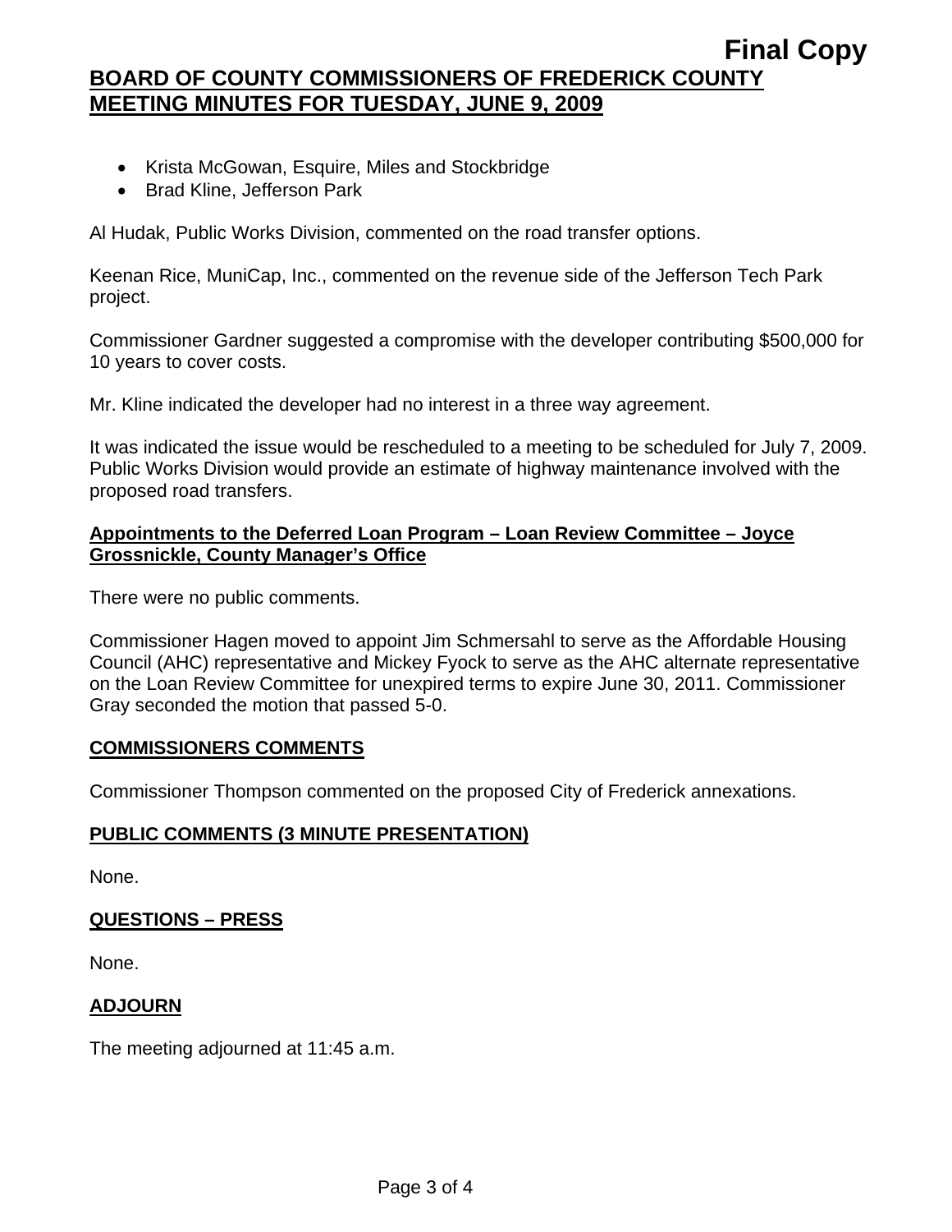- Krista McGowan, Esquire, Miles and Stockbridge
- Brad Kline, Jefferson Park

Al Hudak, Public Works Division, commented on the road transfer options.

Keenan Rice, MuniCap, Inc., commented on the revenue side of the Jefferson Tech Park project.

Commissioner Gardner suggested a compromise with the developer contributing $500,000 for 10 years to cover costs.

Mr. Kline indicated the developer had no interest in a three way agreement.

It was indicated the issue would be rescheduled to a meeting to be scheduled for July 7, 2009. Public Works Division would provide an estimate of highway maintenance involved with the proposed road transfers.

## Appointments to the Deferred Loan Program – Loan Review Committee – Joyce Grossnickle, County Manager's Office

There were no public comments.

Commissioner Hagen moved to appoint Jim Schmersahl to serve as the Affordable Housing Council (AHC) representative and Mickey Fyock to serve as the AHC alternate representative on the Loan Review Committee for unexpired terms to expire June 30, 2011. Commissioner Gray seconded the motion that passed 5-0.

## COMMISSIONERS COMMENTS

Commissioner Thompson commented on the proposed City of Frederick annexations.

## PUBLIC COMMENTS (3 MINUTE PRESENTATION)

None.

## QUESTIONS – PRESS

None.

## ADJOURN

The meeting adjourned at 11:45 a.m.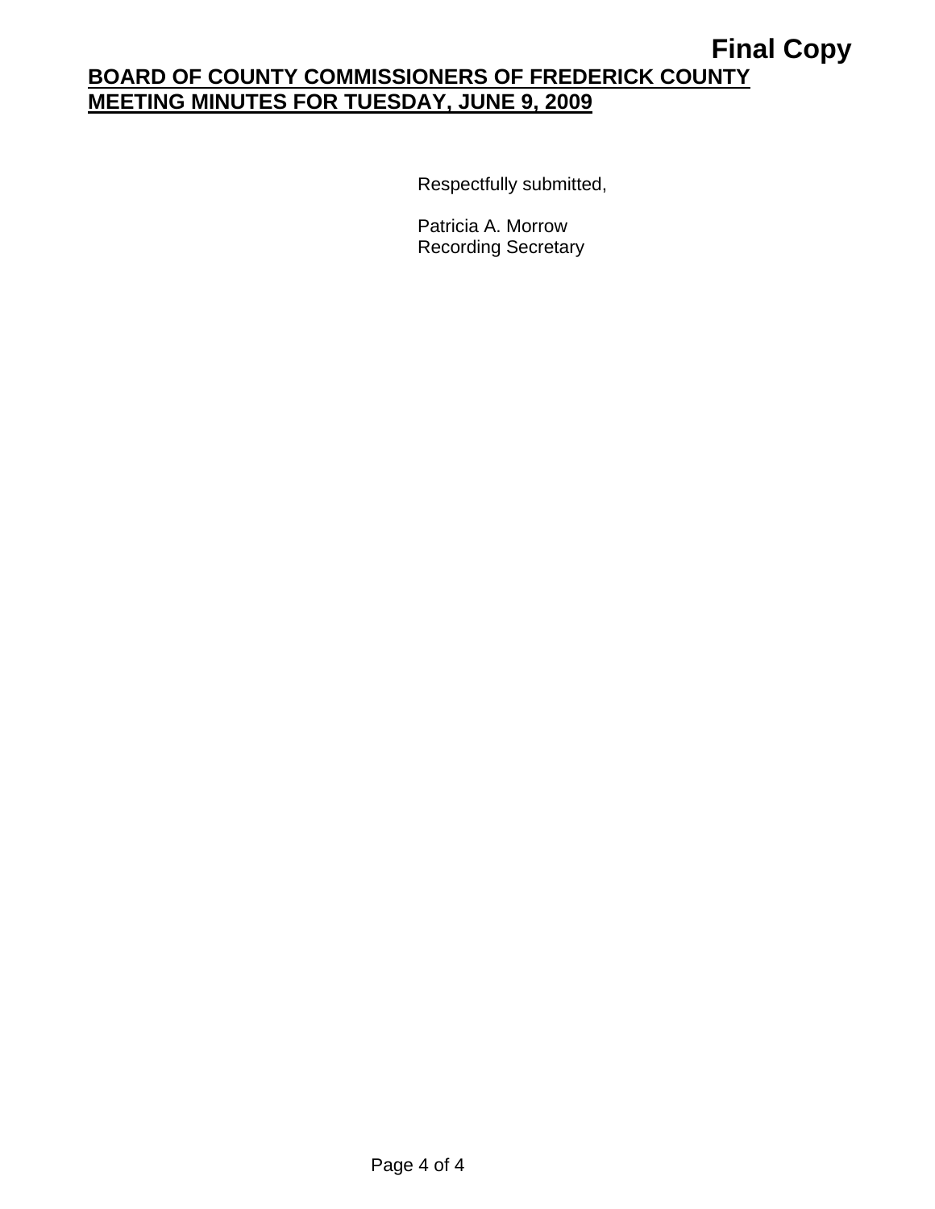Respectfully submitted,

Patricia A. Morrow
Recording Secretary